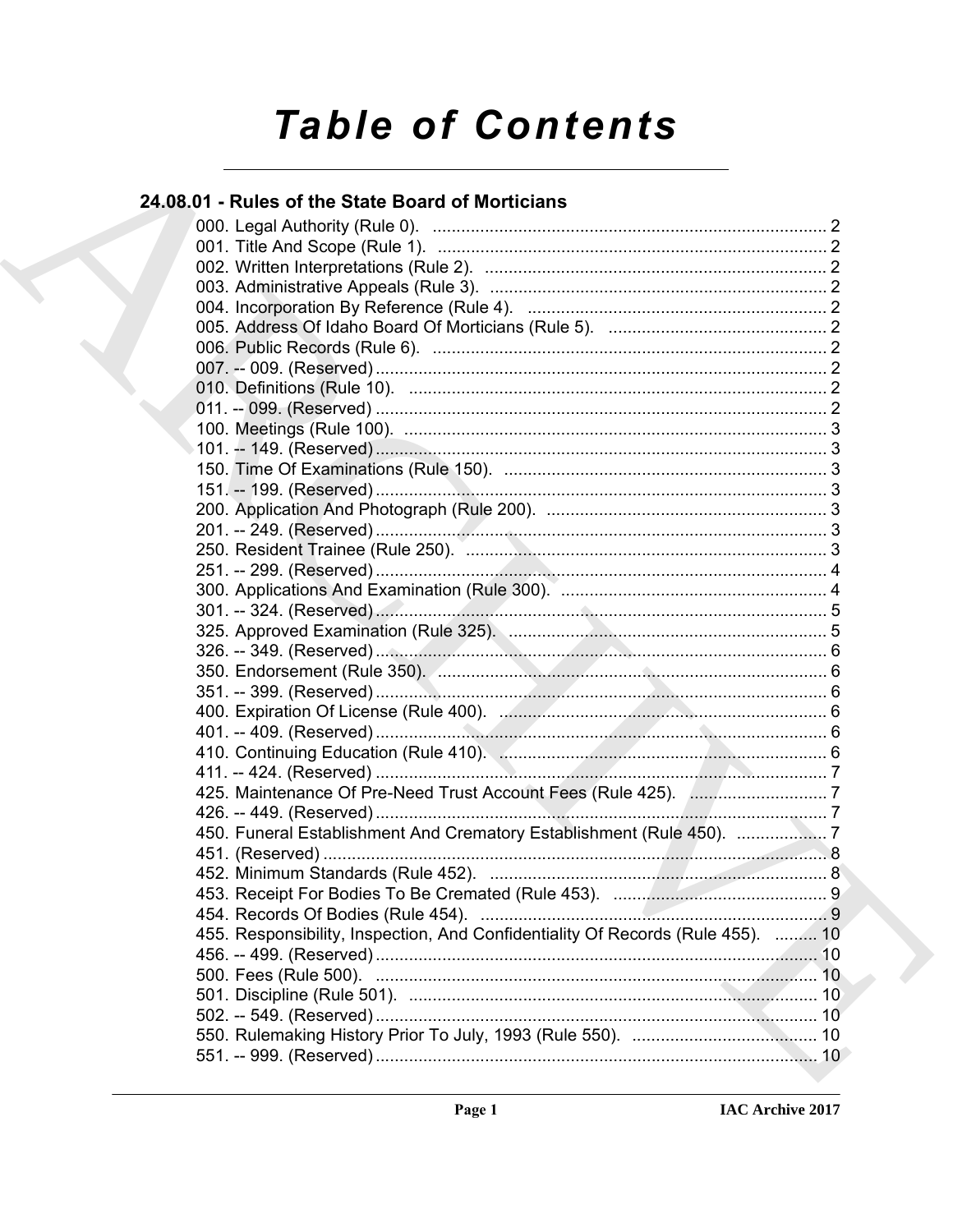# Table of Contents

## 24.08.01 - Rules of the State Board of Morticians

000. Legal Authority (Rule 0). ... 2
001. Title And Scope (Rule 1). ... 2
002. Written Interpretations (Rule 2). ... 2
003. Administrative Appeals (Rule 3). ... 2
004. Incorporation By Reference (Rule 4). ... 2
005. Address Of Idaho Board Of Morticians (Rule 5). ... 2
006. Public Records (Rule 6). ... 2
007. -- 009. (Reserved) ... 2
010. Definitions (Rule 10). ... 2
011. -- 099. (Reserved) ... 2
100. Meetings (Rule 100). ... 3
101. -- 149. (Reserved) ... 3
150. Time Of Examinations (Rule 150). ... 3
151. -- 199. (Reserved) ... 3
200. Application And Photograph (Rule 200). ... 3
201. -- 249. (Reserved) ... 3
250. Resident Trainee (Rule 250). ... 3
251. -- 299. (Reserved) ... 4
300. Applications And Examination (Rule 300). ... 4
301. -- 324. (Reserved) ... 5
325. Approved Examination (Rule 325). ... 5
326. -- 349. (Reserved) ... 6
350. Endorsement (Rule 350). ... 6
351. -- 399. (Reserved) ... 6
400. Expiration Of License (Rule 400). ... 6
401. -- 409. (Reserved) ... 6
410. Continuing Education (Rule 410). ... 6
411. -- 424. (Reserved) ... 7
425. Maintenance Of Pre-Need Trust Account Fees (Rule 425). ... 7
426. -- 449. (Reserved) ... 7
450. Funeral Establishment And Crematory Establishment (Rule 450). ... 7
451. (Reserved) ... 8
452. Minimum Standards (Rule 452). ... 8
453. Receipt For Bodies To Be Cremated (Rule 453). ... 9
454. Records Of Bodies (Rule 454). ... 9
455. Responsibility, Inspection, And Confidentiality Of Records (Rule 455). ... 10
456. -- 499. (Reserved) ... 10
500. Fees (Rule 500). ... 10
501. Discipline (Rule 501). ... 10
502. -- 549. (Reserved) ... 10
550. Rulemaking History Prior To July, 1993 (Rule 550). ... 10
551. -- 999. (Reserved) ... 10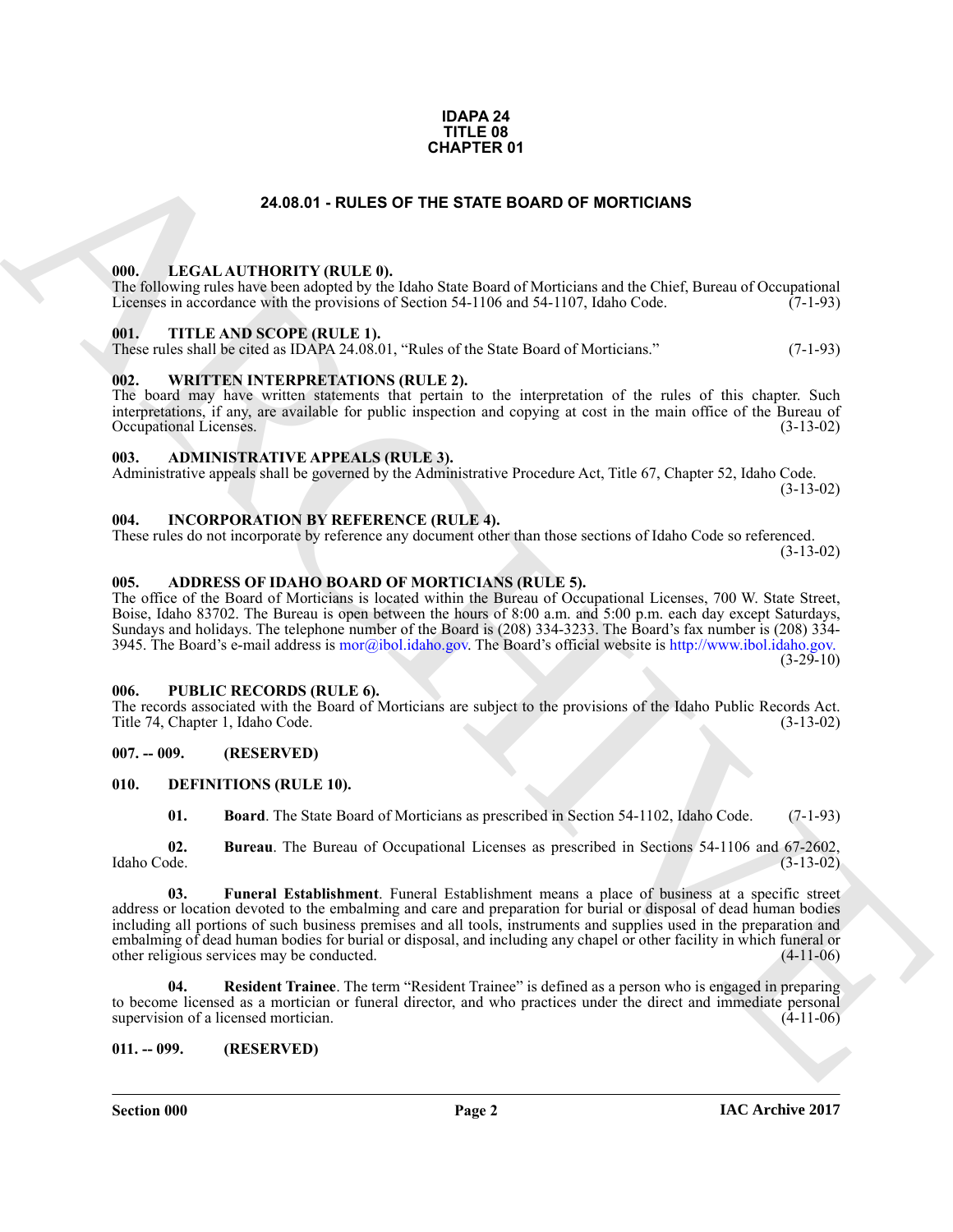**IDAPA 24**
**TITLE 08**
**CHAPTER 01**

# 24.08.01 - RULES OF THE STATE BOARD OF MORTICIANS

### 000. LEGAL AUTHORITY (RULE 0).

The following rules have been adopted by the Idaho State Board of Morticians and the Chief, Bureau of Occupational Licenses in accordance with the provisions of Section 54-1106 and 54-1107, Idaho Code. (7-1-93)

### 001. TITLE AND SCOPE (RULE 1).

These rules shall be cited as IDAPA 24.08.01, "Rules of the State Board of Morticians." (7-1-93)

### 002. WRITTEN INTERPRETATIONS (RULE 2).

The board may have written statements that pertain to the interpretation of the rules of this chapter. Such interpretations, if any, are available for public inspection and copying at cost in the main office of the Bureau of Occupational Licenses. (3-13-02)

### 003. ADMINISTRATIVE APPEALS (RULE 3).

Administrative appeals shall be governed by the Administrative Procedure Act, Title 67, Chapter 52, Idaho Code. (3-13-02)

### 004. INCORPORATION BY REFERENCE (RULE 4).

These rules do not incorporate by reference any document other than those sections of Idaho Code so referenced. (3-13-02)

### 005. ADDRESS OF IDAHO BOARD OF MORTICIANS (RULE 5).

The office of the Board of Morticians is located within the Bureau of Occupational Licenses, 700 W. State Street, Boise, Idaho 83702. The Bureau is open between the hours of 8:00 a.m. and 5:00 p.m. each day except Saturdays, Sundays and holidays. The telephone number of the Board is (208) 334-3233. The Board's fax number is (208) 334-3945. The Board's e-mail address is mor@ibol.idaho.gov. The Board's official website is http://www.ibol.idaho.gov. (3-29-10)

### 006. PUBLIC RECORDS (RULE 6).

The records associated with the Board of Morticians are subject to the provisions of the Idaho Public Records Act. Title 74, Chapter 1, Idaho Code. (3-13-02)

### 007. -- 009. (RESERVED)

### 010. DEFINITIONS (RULE 10).

**01. Board**. The State Board of Morticians as prescribed in Section 54-1102, Idaho Code. (7-1-93)

**02. Bureau**. The Bureau of Occupational Licenses as prescribed in Sections 54-1106 and 67-2602, Idaho Code. (3-13-02)

**03. Funeral Establishment**. Funeral Establishment means a place of business at a specific street address or location devoted to the embalming and care and preparation for burial or disposal of dead human bodies including all portions of such business premises and all tools, instruments and supplies used in the preparation and embalming of dead human bodies for burial or disposal, and including any chapel or other facility in which funeral or other religious services may be conducted. (4-11-06)

**04. Resident Trainee**. The term "Resident Trainee" is defined as a person who is engaged in preparing to become licensed as a mortician or funeral director, and who practices under the direct and immediate personal supervision of a licensed mortician. (4-11-06)

### 011. -- 099. (RESERVED)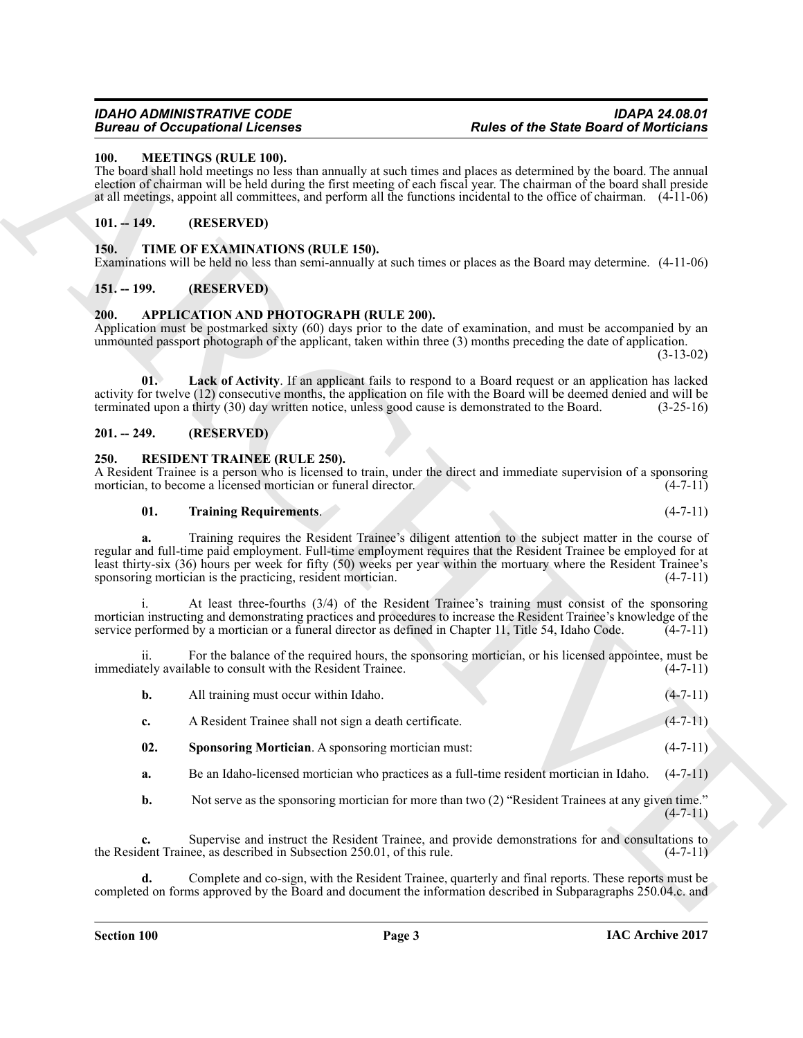### 100. MEETINGS (RULE 100).

The board shall hold meetings no less than annually at such times and places as determined by the board. The annual election of chairman will be held during the first meeting of each fiscal year. The chairman of the board shall preside at all meetings, appoint all committees, and perform all the functions incidental to the office of chairman. (4-11-06)

### 101. -- 149. (RESERVED)

### 150. TIME OF EXAMINATIONS (RULE 150).

Examinations will be held no less than semi-annually at such times or places as the Board may determine. (4-11-06)

### 151. -- 199. (RESERVED)

### 200. APPLICATION AND PHOTOGRAPH (RULE 200).

Application must be postmarked sixty (60) days prior to the date of examination, and must be accompanied by an unmounted passport photograph of the applicant, taken within three (3) months preceding the date of application. (3-13-02)

**01. Lack of Activity**. If an applicant fails to respond to a Board request or an application has lacked activity for twelve (12) consecutive months, the application on file with the Board will be deemed denied and will be terminated upon a thirty (30) day written notice, unless good cause is demonstrated to the Board. (3-25-16)

### 201. -- 249. (RESERVED)

### 250. RESIDENT TRAINEE (RULE 250).

A Resident Trainee is a person who is licensed to train, under the direct and immediate supervision of a sponsoring mortician, to become a licensed mortician or funeral director. (4-7-11)

**01. Training Requirements**. (4-7-11)

**a.** Training requires the Resident Trainee's diligent attention to the subject matter in the course of regular and full-time paid employment. Full-time employment requires that the Resident Trainee be employed for at least thirty-six (36) hours per week for fifty (50) weeks per year within the mortuary where the Resident Trainee's sponsoring mortician is the practicing, resident mortician. (4-7-11)

i. At least three-fourths (3/4) of the Resident Trainee's training must consist of the sponsoring mortician instructing and demonstrating practices and procedures to increase the Resident Trainee's knowledge of the service performed by a mortician or a funeral director as defined in Chapter 11, Title 54, Idaho Code. (4-7-11)

ii. For the balance of the required hours, the sponsoring mortician, or his licensed appointee, must be immediately available to consult with the Resident Trainee. (4-7-11)

**b.** All training must occur within Idaho. (4-7-11)

**c.** A Resident Trainee shall not sign a death certificate. (4-7-11)

**02. Sponsoring Mortician**. A sponsoring mortician must: (4-7-11)

**a.** Be an Idaho-licensed mortician who practices as a full-time resident mortician in Idaho. (4-7-11)

**b.** Not serve as the sponsoring mortician for more than two (2) "Resident Trainees at any given time." (4-7-11)

**c.** Supervise and instruct the Resident Trainee, and provide demonstrations for and consultations to the Resident Trainee, as described in Subsection 250.01, of this rule. (4-7-11)

**d.** Complete and co-sign, with the Resident Trainee, quarterly and final reports. These reports must be completed on forms approved by the Board and document the information described in Subparagraphs 250.04.c. and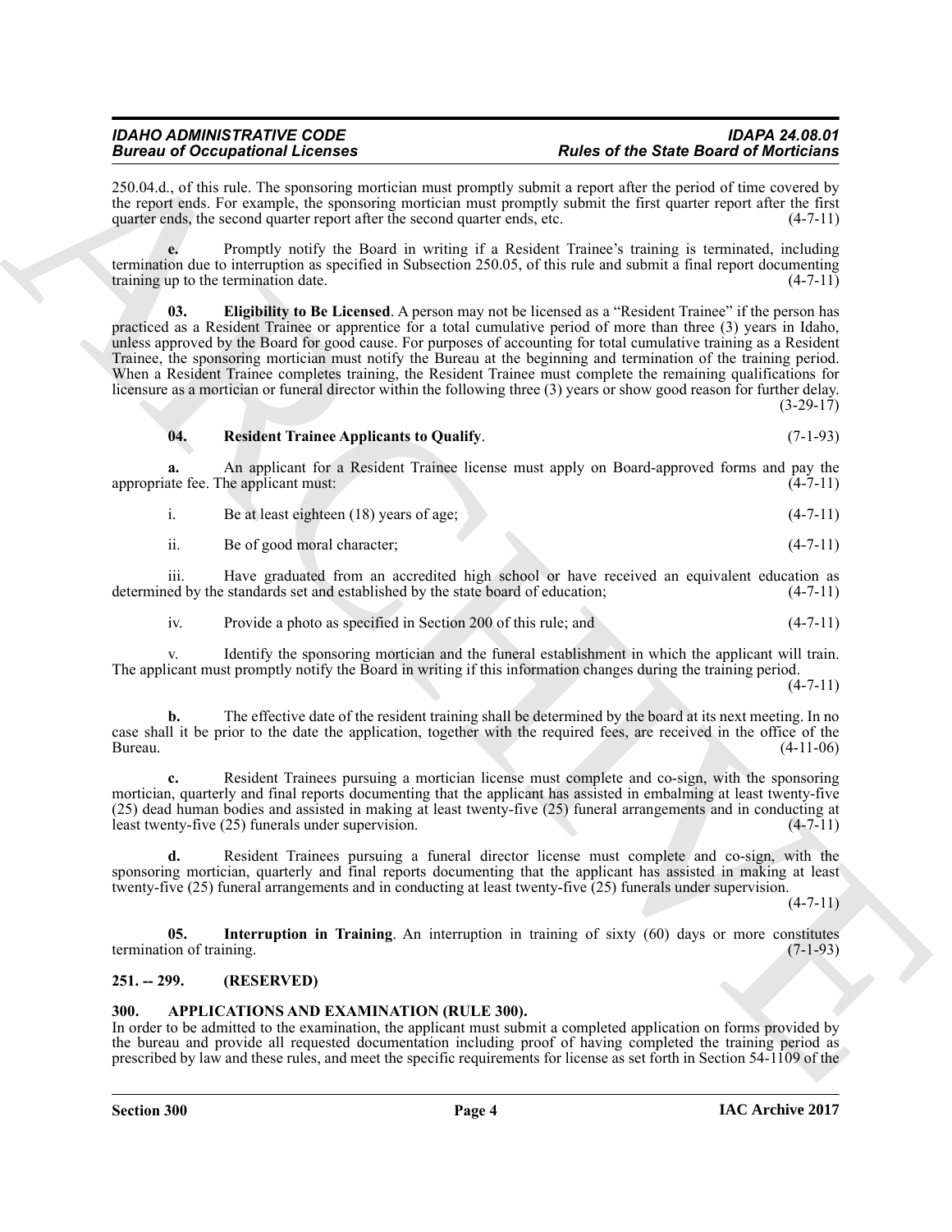250.04.d., of this rule. The sponsoring mortician must promptly submit a report after the period of time covered by the report ends. For example, the sponsoring mortician must promptly submit the first quarter report after the first quarter ends, the second quarter report after the second quarter ends, etc. (4-7-11)

**e.** Promptly notify the Board in writing if a Resident Trainee's training is terminated, including termination due to interruption as specified in Subsection 250.05, of this rule and submit a final report documenting training up to the termination date. (4-7-11)

**03. Eligibility to Be Licensed**. A person may not be licensed as a "Resident Trainee" if the person has practiced as a Resident Trainee or apprentice for a total cumulative period of more than three (3) years in Idaho, unless approved by the Board for good cause. For purposes of accounting for total cumulative training as a Resident Trainee, the sponsoring mortician must notify the Bureau at the beginning and termination of the training period. When a Resident Trainee completes training, the Resident Trainee must complete the remaining qualifications for licensure as a mortician or funeral director within the following three (3) years or show good reason for further delay. (3-29-17)

**04. Resident Trainee Applicants to Qualify**. (7-1-93)

**a.** An applicant for a Resident Trainee license must apply on Board-approved forms and pay the appropriate fee. The applicant must: (4-7-11)

i. Be at least eighteen (18) years of age; (4-7-11)

ii. Be of good moral character; (4-7-11)

iii. Have graduated from an accredited high school or have received an equivalent education as determined by the standards set and established by the state board of education; (4-7-11)

iv. Provide a photo as specified in Section 200 of this rule; and (4-7-11)

v. Identify the sponsoring mortician and the funeral establishment in which the applicant will train. The applicant must promptly notify the Board in writing if this information changes during the training period. (4-7-11)

**b.** The effective date of the resident training shall be determined by the board at its next meeting. In no case shall it be prior to the date the application, together with the required fees, are received in the office of the Bureau. (4-11-06)

**c.** Resident Trainees pursuing a mortician license must complete and co-sign, with the sponsoring mortician, quarterly and final reports documenting that the applicant has assisted in embalming at least twenty-five (25) dead human bodies and assisted in making at least twenty-five (25) funeral arrangements and in conducting at least twenty-five (25) funerals under supervision. (4-7-11)

**d.** Resident Trainees pursuing a funeral director license must complete and co-sign, with the sponsoring mortician, quarterly and final reports documenting that the applicant has assisted in making at least twenty-five (25) funeral arrangements and in conducting at least twenty-five (25) funerals under supervision. (4-7-11)

**05. Interruption in Training**. An interruption in training of sixty (60) days or more constitutes termination of training. (7-1-93)

## 251. -- 299. (RESERVED)

## 300. APPLICATIONS AND EXAMINATION (RULE 300).

In order to be admitted to the examination, the applicant must submit a completed application on forms provided by the bureau and provide all requested documentation including proof of having completed the training period as prescribed by law and these rules, and meet the specific requirements for license as set forth in Section 54-1109 of the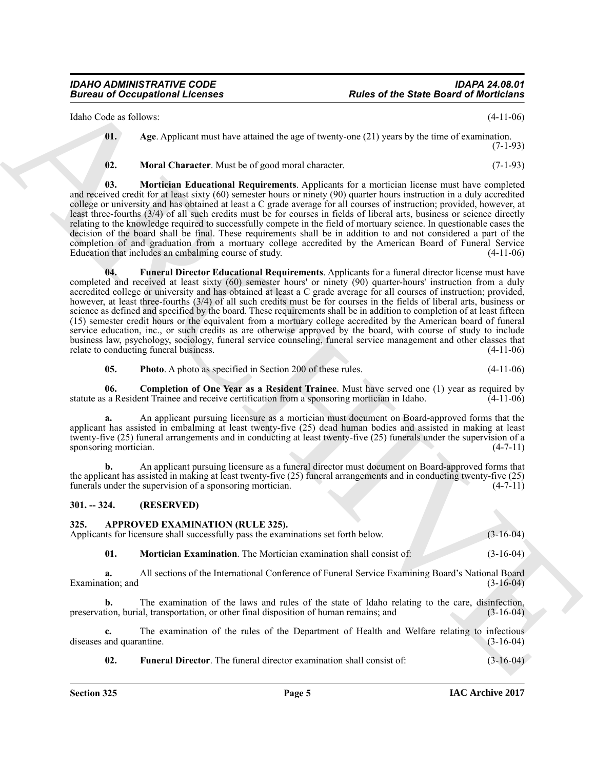Idaho Code as follows: (4-11-06)

**01. Age**. Applicant must have attained the age of twenty-one (21) years by the time of examination. (7-1-93)

**02. Moral Character**. Must be of good moral character. (7-1-93)

**03. Mortician Educational Requirements**. Applicants for a mortician license must have completed and received credit for at least sixty (60) semester hours or ninety (90) quarter hours instruction in a duly accredited college or university and has obtained at least a C grade average for all courses of instruction; provided, however, at least three-fourths (3/4) of all such credits must be for courses in fields of liberal arts, business or science directly relating to the knowledge required to successfully compete in the field of mortuary science. In questionable cases the decision of the board shall be final. These requirements shall be in addition to and not considered a part of the completion of and graduation from a mortuary college accredited by the American Board of Funeral Service Education that includes an embalming course of study. (4-11-06)

**04. Funeral Director Educational Requirements**. Applicants for a funeral director license must have completed and received at least sixty (60) semester hours' or ninety (90) quarter-hours' instruction from a duly accredited college or university and has obtained at least a C grade average for all courses of instruction; provided, however, at least three-fourths (3/4) of all such credits must be for courses in the fields of liberal arts, business or science as defined and specified by the board. These requirements shall be in addition to completion of at least fifteen (15) semester credit hours or the equivalent from a mortuary college accredited by the American board of funeral service education, inc., or such credits as are otherwise approved by the board, with course of study to include business law, psychology, sociology, funeral service counseling, funeral service management and other classes that relate to conducting funeral business. (4-11-06)

**05. Photo**. A photo as specified in Section 200 of these rules. (4-11-06)

**06. Completion of One Year as a Resident Trainee**. Must have served one (1) year as required by statute as a Resident Trainee and receive certification from a sponsoring mortician in Idaho. (4-11-06)

**a.** An applicant pursuing licensure as a mortician must document on Board-approved forms that the applicant has assisted in embalming at least twenty-five (25) dead human bodies and assisted in making at least twenty-five (25) funeral arrangements and in conducting at least twenty-five (25) funerals under the supervision of a sponsoring mortician. (4-7-11)

**b.** An applicant pursuing licensure as a funeral director must document on Board-approved forms that the applicant has assisted in making at least twenty-five (25) funeral arrangements and in conducting twenty-five (25) funerals under the supervision of a sponsoring mortician. (4-7-11)

## 301. -- 324. (RESERVED)

## 325. APPROVED EXAMINATION (RULE 325).

Applicants for licensure shall successfully pass the examinations set forth below. (3-16-04)

**01. Mortician Examination**. The Mortician examination shall consist of: (3-16-04)

**a.** All sections of the International Conference of Funeral Service Examining Board's National Board Examination; and (3-16-04)

**b.** The examination of the laws and rules of the state of Idaho relating to the care, disinfection, preservation, burial, transportation, or other final disposition of human remains; and (3-16-04)

**c.** The examination of the rules of the Department of Health and Welfare relating to infectious diseases and quarantine. (3-16-04)

**02. Funeral Director**. The funeral director examination shall consist of: (3-16-04)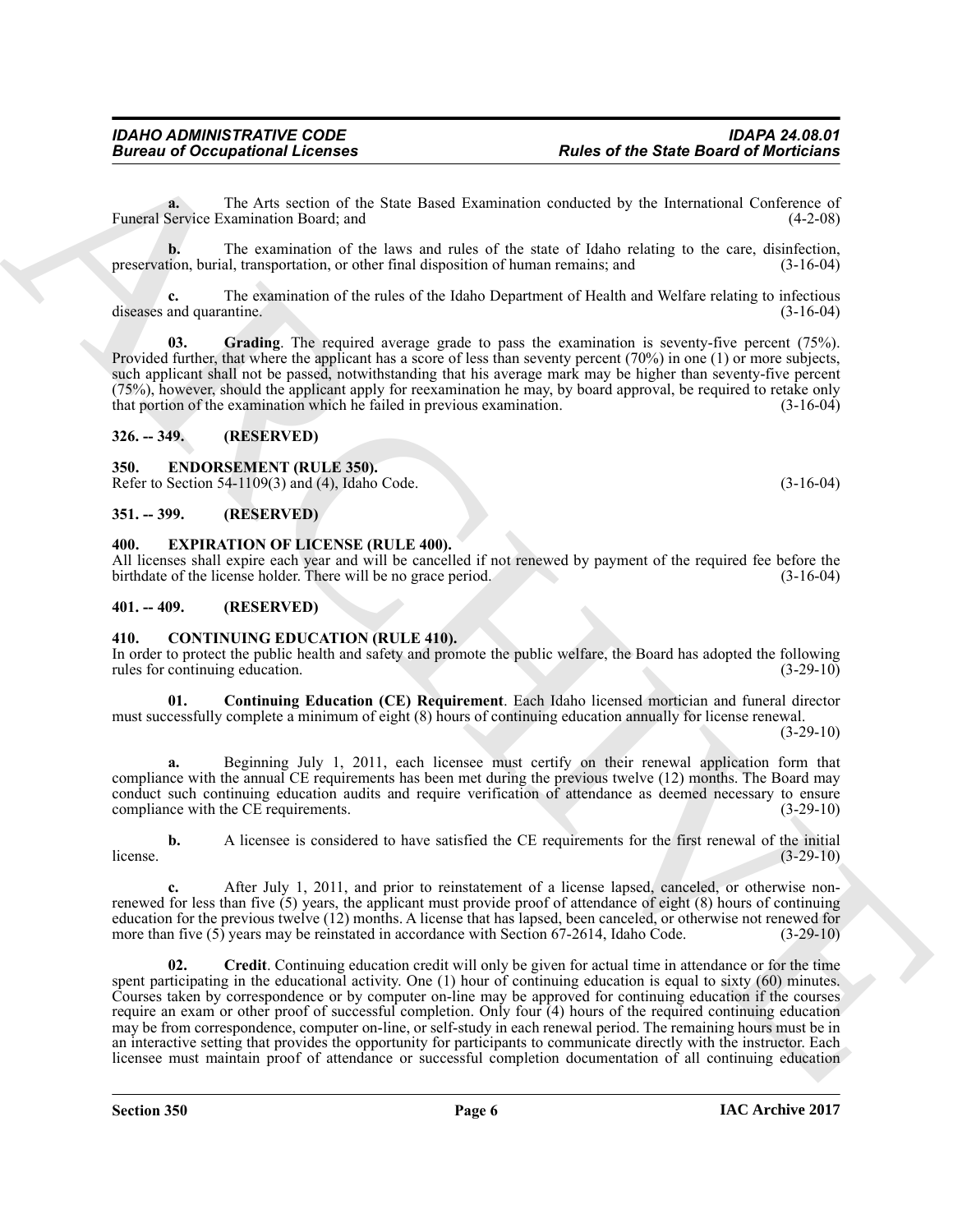**a.** The Arts section of the State Based Examination conducted by the International Conference of Funeral Service Examination Board; and (4-2-08)

**b.** The examination of the laws and rules of the state of Idaho relating to the care, disinfection, preservation, burial, transportation, or other final disposition of human remains; and (3-16-04)

**c.** The examination of the rules of the Idaho Department of Health and Welfare relating to infectious diseases and quarantine. (3-16-04)

**03. Grading**. The required average grade to pass the examination is seventy-five percent (75%). Provided further, that where the applicant has a score of less than seventy percent (70%) in one (1) or more subjects, such applicant shall not be passed, notwithstanding that his average mark may be higher than seventy-five percent (75%), however, should the applicant apply for reexamination he may, by board approval, be required to retake only that portion of the examination which he failed in previous examination. (3-16-04)

## 326. -- 349. (RESERVED)

## 350. ENDORSEMENT (RULE 350).

Refer to Section 54-1109(3) and (4), Idaho Code. (3-16-04)

## 351. -- 399. (RESERVED)

## 400. EXPIRATION OF LICENSE (RULE 400).

All licenses shall expire each year and will be cancelled if not renewed by payment of the required fee before the birthdate of the license holder. There will be no grace period. (3-16-04)

## 401. -- 409. (RESERVED)

## 410. CONTINUING EDUCATION (RULE 410).

In order to protect the public health and safety and promote the public welfare, the Board has adopted the following rules for continuing education. (3-29-10)

**01. Continuing Education (CE) Requirement**. Each Idaho licensed mortician and funeral director must successfully complete a minimum of eight (8) hours of continuing education annually for license renewal. (3-29-10)

**a.** Beginning July 1, 2011, each licensee must certify on their renewal application form that compliance with the annual CE requirements has been met during the previous twelve (12) months. The Board may conduct such continuing education audits and require verification of attendance as deemed necessary to ensure compliance with the CE requirements. (3-29-10)

**b.** A licensee is considered to have satisfied the CE requirements for the first renewal of the initial license. (3-29-10)

**c.** After July 1, 2011, and prior to reinstatement of a license lapsed, canceled, or otherwise non-renewed for less than five (5) years, the applicant must provide proof of attendance of eight (8) hours of continuing education for the previous twelve (12) months. A license that has lapsed, been canceled, or otherwise not renewed for more than five (5) years may be reinstated in accordance with Section 67-2614, Idaho Code. (3-29-10)

**02. Credit**. Continuing education credit will only be given for actual time in attendance or for the time spent participating in the educational activity. One (1) hour of continuing education is equal to sixty (60) minutes. Courses taken by correspondence or by computer on-line may be approved for continuing education if the courses require an exam or other proof of successful completion. Only four (4) hours of the required continuing education may be from correspondence, computer on-line, or self-study in each renewal period. The remaining hours must be in an interactive setting that provides the opportunity for participants to communicate directly with the instructor. Each licensee must maintain proof of attendance or successful completion documentation of all continuing education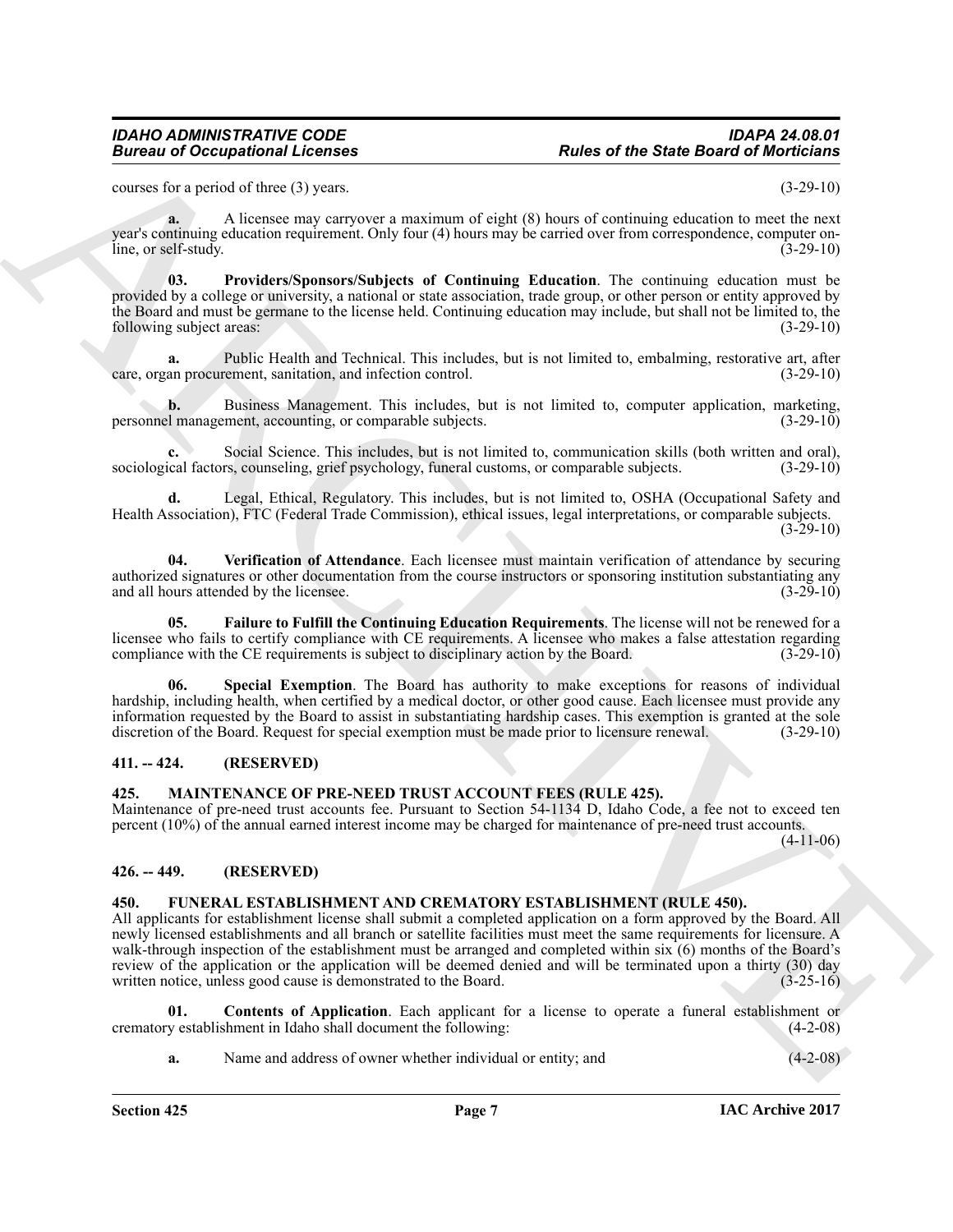courses for a period of three (3) years. (3-29-10)

**a.** A licensee may carryover a maximum of eight (8) hours of continuing education to meet the next year's continuing education requirement. Only four (4) hours may be carried over from correspondence, computer on-line, or self-study. (3-29-10)

**03. Providers/Sponsors/Subjects of Continuing Education**. The continuing education must be provided by a college or university, a national or state association, trade group, or other person or entity approved by the Board and must be germane to the license held. Continuing education may include, but shall not be limited to, the following subject areas: (3-29-10)

**a.** Public Health and Technical. This includes, but is not limited to, embalming, restorative art, after care, organ procurement, sanitation, and infection control. (3-29-10)

**b.** Business Management. This includes, but is not limited to, computer application, marketing, personnel management, accounting, or comparable subjects. (3-29-10)

**c.** Social Science. This includes, but is not limited to, communication skills (both written and oral), sociological factors, counseling, grief psychology, funeral customs, or comparable subjects. (3-29-10)

**d.** Legal, Ethical, Regulatory. This includes, but is not limited to, OSHA (Occupational Safety and Health Association), FTC (Federal Trade Commission), ethical issues, legal interpretations, or comparable subjects. (3-29-10)

**04. Verification of Attendance**. Each licensee must maintain verification of attendance by securing authorized signatures or other documentation from the course instructors or sponsoring institution substantiating any and all hours attended by the licensee. (3-29-10)

**05. Failure to Fulfill the Continuing Education Requirements**. The license will not be renewed for a licensee who fails to certify compliance with CE requirements. A licensee who makes a false attestation regarding compliance with the CE requirements is subject to disciplinary action by the Board. (3-29-10)

**06. Special Exemption**. The Board has authority to make exceptions for reasons of individual hardship, including health, when certified by a medical doctor, or other good cause. Each licensee must provide any information requested by the Board to assist in substantiating hardship cases. This exemption is granted at the sole discretion of the Board. Request for special exemption must be made prior to licensure renewal. (3-29-10)

## 411. -- 424. (RESERVED)

## 425. MAINTENANCE OF PRE-NEED TRUST ACCOUNT FEES (RULE 425).

Maintenance of pre-need trust accounts fee. Pursuant to Section 54-1134 D, Idaho Code, a fee not to exceed ten percent (10%) of the annual earned interest income may be charged for maintenance of pre-need trust accounts. (4-11-06)

## 426. -- 449. (RESERVED)

## 450. FUNERAL ESTABLISHMENT AND CREMATORY ESTABLISHMENT (RULE 450).

All applicants for establishment license shall submit a completed application on a form approved by the Board. All newly licensed establishments and all branch or satellite facilities must meet the same requirements for licensure. A walk-through inspection of the establishment must be arranged and completed within six (6) months of the Board's review of the application or the application will be deemed denied and will be terminated upon a thirty (30) day written notice, unless good cause is demonstrated to the Board. (3-25-16)

**01. Contents of Application**. Each applicant for a license to operate a funeral establishment or crematory establishment in Idaho shall document the following: (4-2-08)

**a.** Name and address of owner whether individual or entity; and (4-2-08)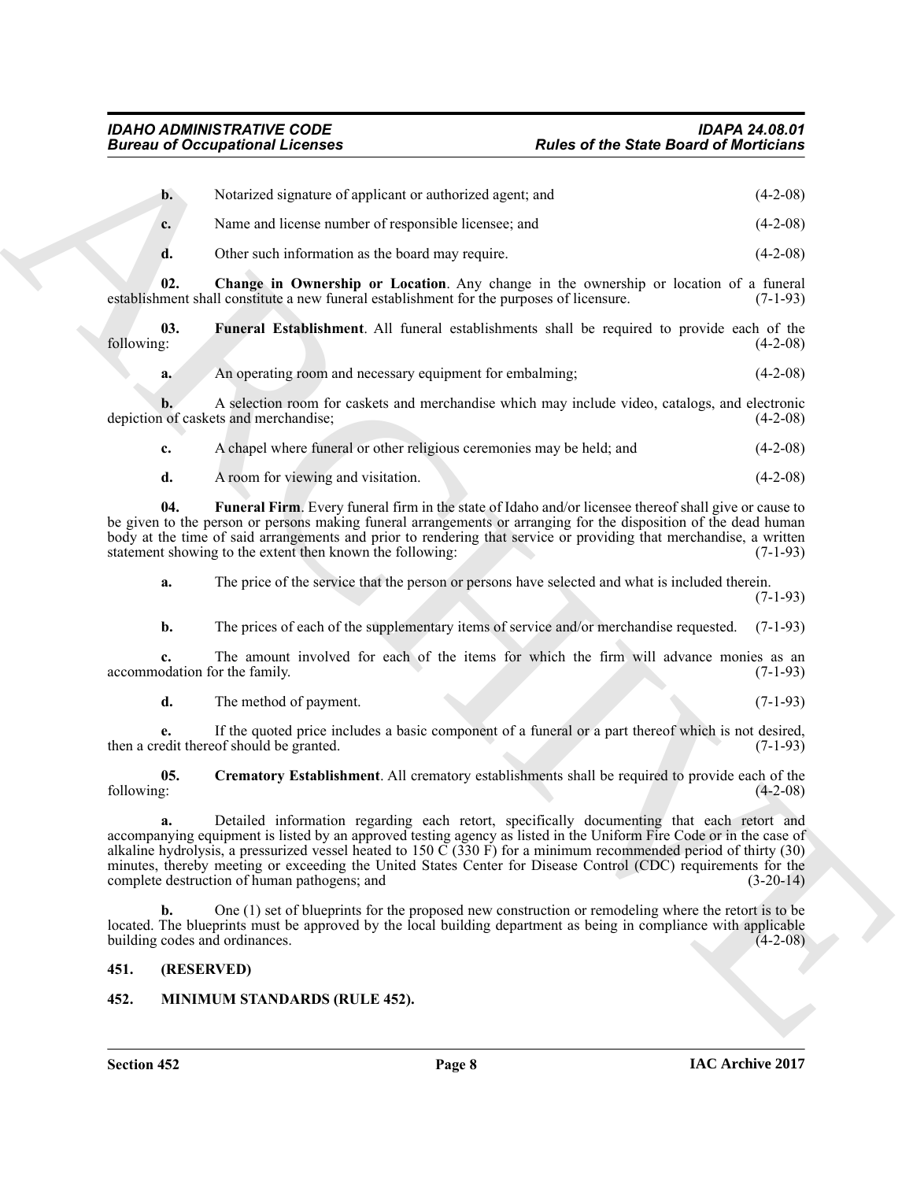**b.** Notarized signature of applicant or authorized agent; and (4-2-08)

**c.** Name and license number of responsible licensee; and (4-2-08)

**d.** Other such information as the board may require. (4-2-08)

**02. Change in Ownership or Location**. Any change in the ownership or location of a funeral establishment shall constitute a new funeral establishment for the purposes of licensure. (7-1-93)

**03. Funeral Establishment**. All funeral establishments shall be required to provide each of the following: (4-2-08)

**a.** An operating room and necessary equipment for embalming; (4-2-08)

**b.** A selection room for caskets and merchandise which may include video, catalogs, and electronic depiction of caskets and merchandise; (4-2-08)

**c.** A chapel where funeral or other religious ceremonies may be held; and (4-2-08)

**d.** A room for viewing and visitation. (4-2-08)

**04. Funeral Firm**. Every funeral firm in the state of Idaho and/or licensee thereof shall give or cause to be given to the person or persons making funeral arrangements or arranging for the disposition of the dead human body at the time of said arrangements and prior to rendering that service or providing that merchandise, a written statement showing to the extent then known the following: (7-1-93)

**a.** The price of the service that the person or persons have selected and what is included therein. (7-1-93)

**b.** The prices of each of the supplementary items of service and/or merchandise requested. (7-1-93)

**c.** The amount involved for each of the items for which the firm will advance monies as an accommodation for the family. (7-1-93)

**d.** The method of payment. (7-1-93)

**e.** If the quoted price includes a basic component of a funeral or a part thereof which is not desired, then a credit thereof should be granted. (7-1-93)

**05. Crematory Establishment**. All crematory establishments shall be required to provide each of the following: (4-2-08)

**a.** Detailed information regarding each retort, specifically documenting that each retort and accompanying equipment is listed by an approved testing agency as listed in the Uniform Fire Code or in the case of alkaline hydrolysis, a pressurized vessel heated to 150 C (330 F) for a minimum recommended period of thirty (30) minutes, thereby meeting or exceeding the United States Center for Disease Control (CDC) requirements for the complete destruction of human pathogens; and (3-20-14)

**b.** One (1) set of blueprints for the proposed new construction or remodeling where the retort is to be located. The blueprints must be approved by the local building department as being in compliance with applicable building codes and ordinances. (4-2-08)

## 451. (RESERVED)

## 452. MINIMUM STANDARDS (RULE 452).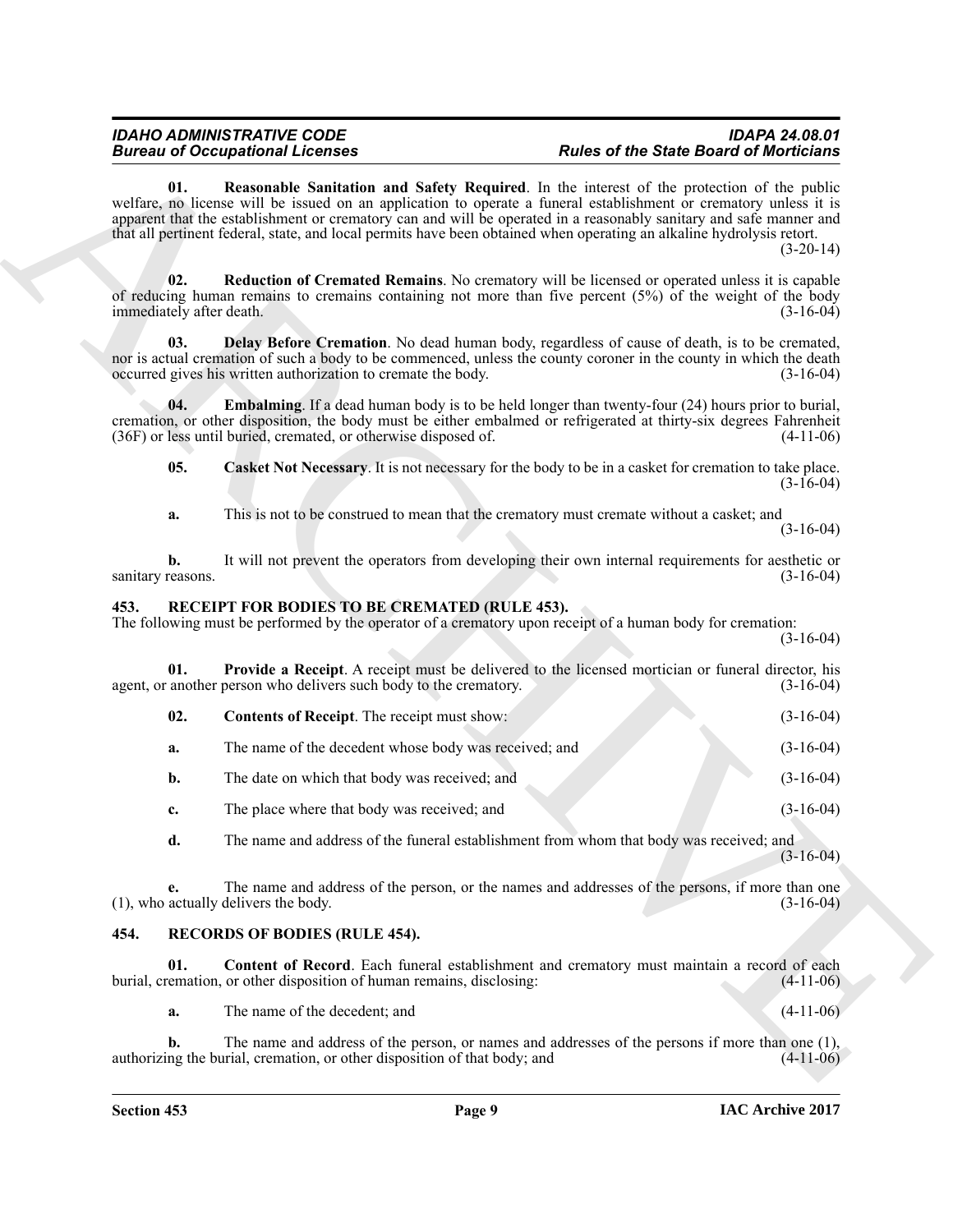**01. Reasonable Sanitation and Safety Required**. In the interest of the protection of the public welfare, no license will be issued on an application to operate a funeral establishment or crematory unless it is apparent that the establishment or crematory can and will be operated in a reasonably sanitary and safe manner and that all pertinent federal, state, and local permits have been obtained when operating an alkaline hydrolysis retort. (3-20-14)

**02. Reduction of Cremated Remains**. No crematory will be licensed or operated unless it is capable of reducing human remains to cremains containing not more than five percent (5%) of the weight of the body immediately after death. (3-16-04)

**03. Delay Before Cremation**. No dead human body, regardless of cause of death, is to be cremated, nor is actual cremation of such a body to be commenced, unless the county coroner in the county in which the death occurred gives his written authorization to cremate the body. (3-16-04)

**04. Embalming**. If a dead human body is to be held longer than twenty-four (24) hours prior to burial, cremation, or other disposition, the body must be either embalmed or refrigerated at thirty-six degrees Fahrenheit (36F) or less until buried, cremated, or otherwise disposed of. (4-11-06)

**05. Casket Not Necessary**. It is not necessary for the body to be in a casket for cremation to take place. (3-16-04)

**a.** This is not to be construed to mean that the crematory must cremate without a casket; and (3-16-04)

**b.** It will not prevent the operators from developing their own internal requirements for aesthetic or sanitary reasons. (3-16-04)

### 453. RECEIPT FOR BODIES TO BE CREMATED (RULE 453).

The following must be performed by the operator of a crematory upon receipt of a human body for cremation: (3-16-04)

**01. Provide a Receipt**. A receipt must be delivered to the licensed mortician or funeral director, his agent, or another person who delivers such body to the crematory. (3-16-04)

**02. Contents of Receipt**. The receipt must show: (3-16-04)

**a.** The name of the decedent whose body was received; and (3-16-04)

**b.** The date on which that body was received; and (3-16-04)

**c.** The place where that body was received; and (3-16-04)

**d.** The name and address of the funeral establishment from whom that body was received; and (3-16-04)

**e.** The name and address of the person, or the names and addresses of the persons, if more than one (1), who actually delivers the body. (3-16-04)

### 454. RECORDS OF BODIES (RULE 454).

**01. Content of Record**. Each funeral establishment and crematory must maintain a record of each burial, cremation, or other disposition of human remains, disclosing: (4-11-06)

**a.** The name of the decedent; and (4-11-06)

**b.** The name and address of the person, or names and addresses of the persons if more than one (1), authorizing the burial, cremation, or other disposition of that body; and (4-11-06)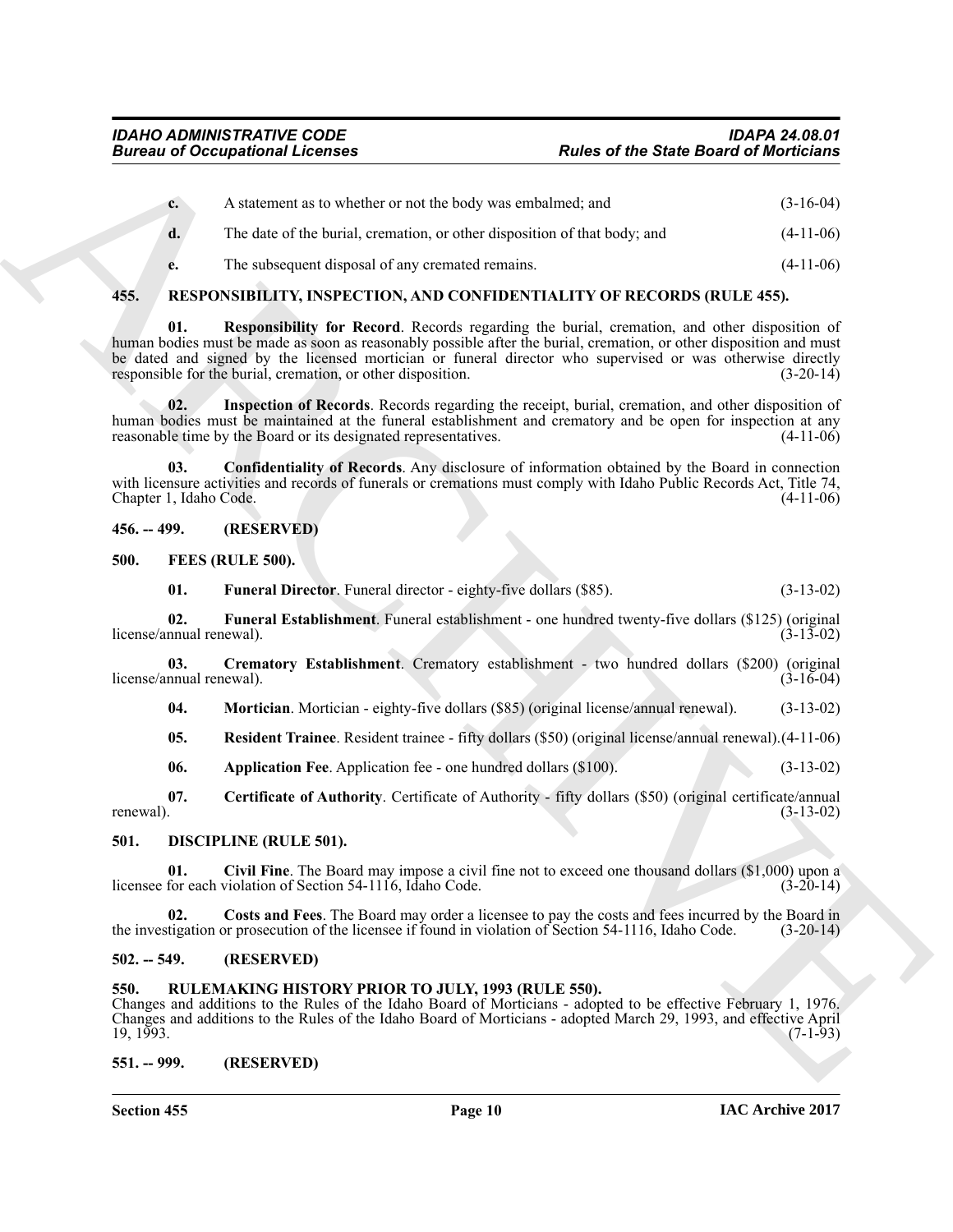c. A statement as to whether or not the body was embalmed; and (3-16-04)

d. The date of the burial, cremation, or other disposition of that body; and (4-11-06)

e. The subsequent disposal of any cremated remains. (4-11-06)

## 455. RESPONSIBILITY, INSPECTION, AND CONFIDENTIALITY OF RECORDS (RULE 455).

**01. Responsibility for Record**. Records regarding the burial, cremation, and other disposition of human bodies must be made as soon as reasonably possible after the burial, cremation, or other disposition and must be dated and signed by the licensed mortician or funeral director who supervised or was otherwise directly responsible for the burial, cremation, or other disposition. (3-20-14)

**02. Inspection of Records**. Records regarding the receipt, burial, cremation, and other disposition of human bodies must be maintained at the funeral establishment and crematory and be open for inspection at any reasonable time by the Board or its designated representatives. (4-11-06)

**03. Confidentiality of Records**. Any disclosure of information obtained by the Board in connection with licensure activities and records of funerals or cremations must comply with Idaho Public Records Act, Title 74, Chapter 1, Idaho Code. (4-11-06)

## 456. -- 499. (RESERVED)

## 500. FEES (RULE 500).

**01. Funeral Director**. Funeral director - eighty-five dollars ($85). (3-13-02)

**02. Funeral Establishment**. Funeral establishment - one hundred twenty-five dollars ($125) (original license/annual renewal). (3-13-02)

**03. Crematory Establishment**. Crematory establishment - two hundred dollars ($200) (original license/annual renewal). (3-16-04)

**04. Mortician**. Mortician - eighty-five dollars ($85) (original license/annual renewal). (3-13-02)

**05. Resident Trainee**. Resident trainee - fifty dollars ($50) (original license/annual renewal). (4-11-06)

**06. Application Fee**. Application fee - one hundred dollars ($100). (3-13-02)

**07. Certificate of Authority**. Certificate of Authority - fifty dollars ($50) (original certificate/annual renewal). (3-13-02)

## 501. DISCIPLINE (RULE 501).

**01. Civil Fine**. The Board may impose a civil fine not to exceed one thousand dollars ($1,000) upon a licensee for each violation of Section 54-1116, Idaho Code. (3-20-14)

**02. Costs and Fees**. The Board may order a licensee to pay the costs and fees incurred by the Board in the investigation or prosecution of the licensee if found in violation of Section 54-1116, Idaho Code. (3-20-14)

## 502. -- 549. (RESERVED)

## 550. RULEMAKING HISTORY PRIOR TO JULY, 1993 (RULE 550).

Changes and additions to the Rules of the Idaho Board of Morticians - adopted to be effective February 1, 1976. Changes and additions to the Rules of the Idaho Board of Morticians - adopted March 29, 1993, and effective April 19, 1993. (7-1-93)

## 551. -- 999. (RESERVED)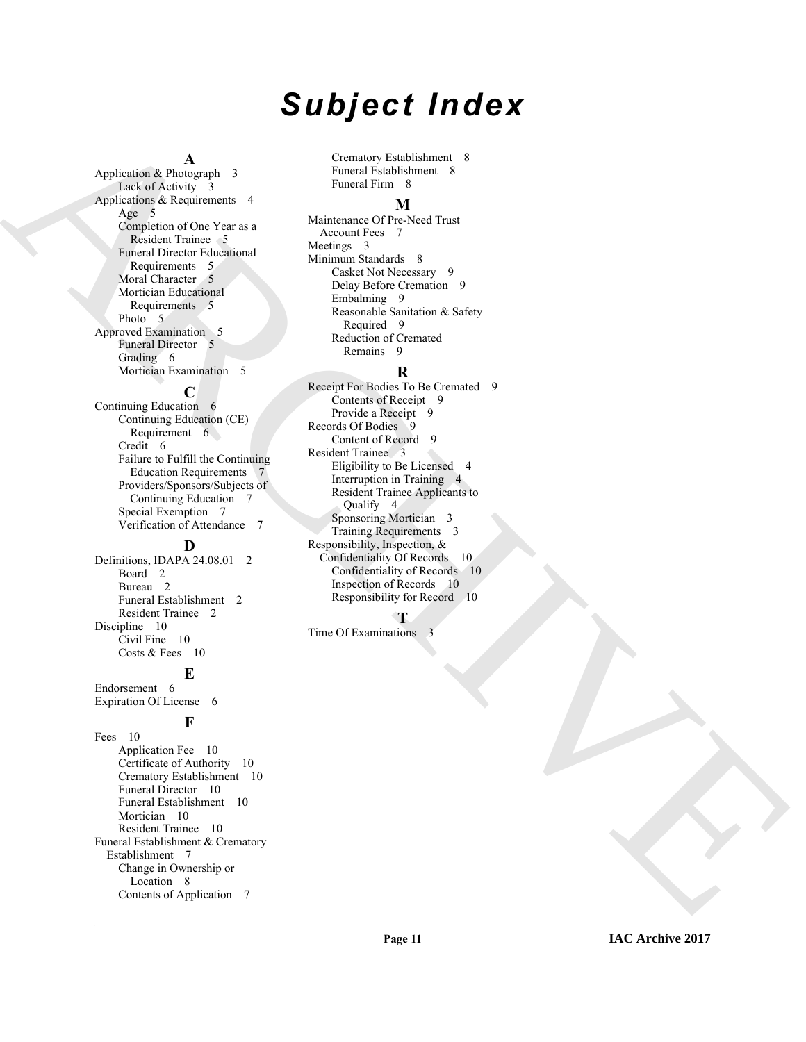# Subject Index

**A**

Application & Photograph 3
- Lack of Activity 3

Applications & Requirements 4
- Age 5
- Completion of One Year as a Resident Trainee 5
- Funeral Director Educational Requirements 5
- Moral Character 5
- Mortician Educational Requirements 5
- Photo 5

Approved Examination 5
- Funeral Director 5
- Grading 6
- Mortician Examination 5

**C**

Continuing Education 6
- Continuing Education (CE) Requirement 6
- Credit 6
- Failure to Fulfill the Continuing Education Requirements 7
- Providers/Sponsors/Subjects of Continuing Education 7
- Special Exemption 7
- Verification of Attendance 7

**D**

Definitions, IDAPA 24.08.01 2
- Board 2
- Bureau 2
- Funeral Establishment 2
- Resident Trainee 2

Discipline 10
- Civil Fine 10
- Costs & Fees 10

**E**

Endorsement 6

Expiration Of License 6

**F**

Fees 10
- Application Fee 10
- Certificate of Authority 10
- Crematory Establishment 10
- Funeral Director 10
- Funeral Establishment 10
- Mortician 10
- Resident Trainee 10

Funeral Establishment & Crematory Establishment 7
- Change in Ownership or Location 8
- Contents of Application 7
- Crematory Establishment 8
- Funeral Establishment 8
- Funeral Firm 8

**M**

Maintenance Of Pre-Need Trust Account Fees 7

Meetings 3

Minimum Standards 8
- Casket Not Necessary 9
- Delay Before Cremation 9
- Embalming 9
- Reasonable Sanitation & Safety Required 9
- Reduction of Cremated Remains 9

**R**

Receipt For Bodies To Be Cremated 9
- Contents of Receipt 9
- Provide a Receipt 9

Records Of Bodies 9
- Content of Record 9

Resident Trainee 3
- Eligibility to Be Licensed 4
- Interruption in Training 4
- Resident Trainee Applicants to Qualify 4
- Sponsoring Mortician 3
- Training Requirements 3

Responsibility, Inspection, & Confidentiality Of Records 10
- Confidentiality of Records 10
- Inspection of Records 10
- Responsibility for Record 10

**T**

Time Of Examinations 3